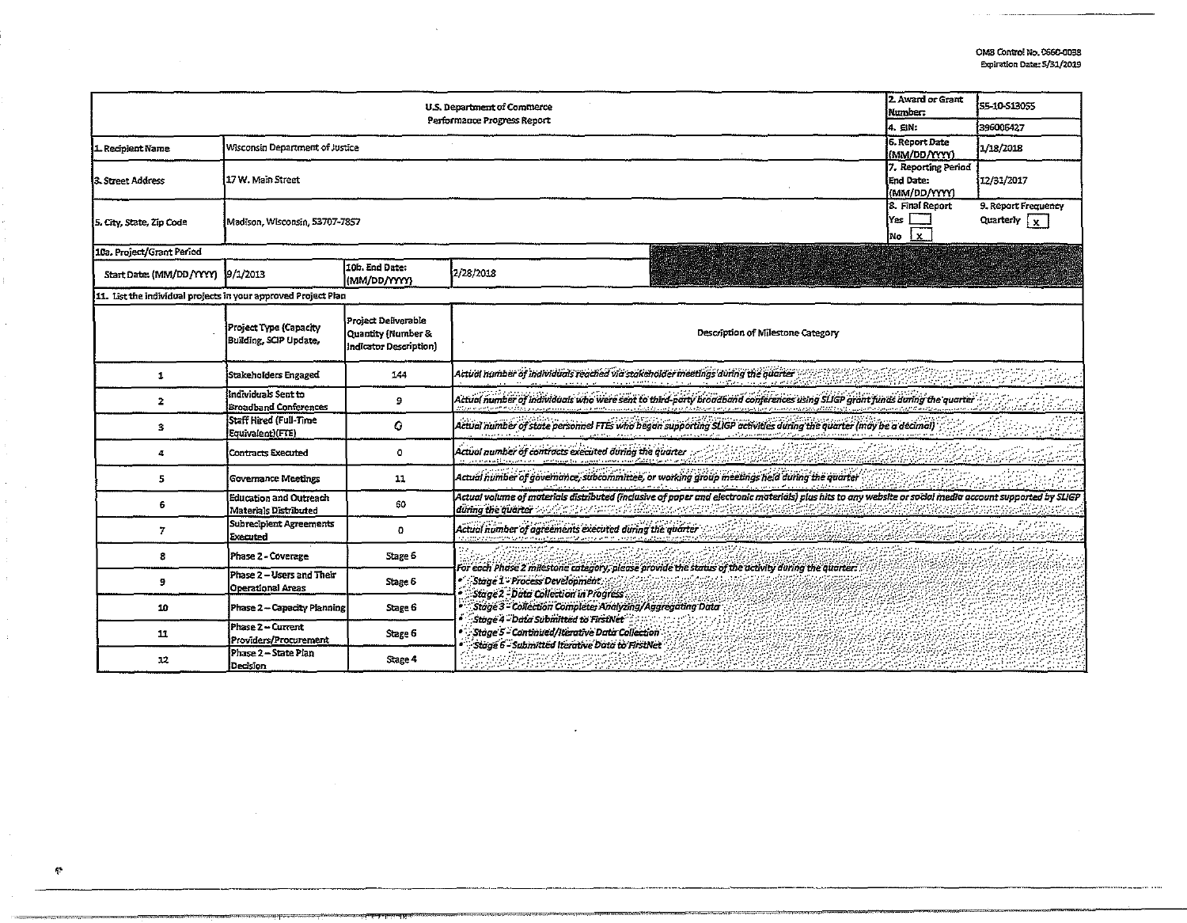OMB Control No. 0660-0038
Expiration Date: 5/31/2019

| U.S. Department of Commerce Performance Progress Report | | | | 2. Award or Grant Number: | 55-10-S13055 |
|---|---|---|---|---|---|
| | | | | 4. EIN: | 396006427 |
| 1. Recipient Name | Wisconsin Department of Justice | | | 6. Report Date (MM/DD/YYYY) | 1/18/2018 |
| 3. Street Address | 17 W. Main Street | | | 7. Reporting Period End Date: (MM/DD/YYYY) | 12/31/2017 |
| 5. City, State, Zip Code | Madison, Wisconsin, 53707-7857 | | | 8. Final Report Yes [ ] No [x] | 9. Report Frequency Quarterly [x] |
| 10a. Project/Grant Period | | | | | |
| Start Date: (MM/DD/YYYY) | 9/1/2013 | 10b. End Date: (MM/DD/YYYY) | 2/28/2018 | | |

11. List the individual projects in your approved Project Plan

| | Project Type (Capacity Building, SCIP Update, | Project Deliverable Quantity (Number & Indicator Description) | Description of Milestone Category |
|---|---|---|---|
| 1 | Stakeholders Engaged | 144 | *Actual number of individuals reached via stakeholder meetings during the quarter* |
| 2 | Individuals Sent to Broadband Conferences | 9 | *Actual number of individuals who were sent to third-party broadband conferences using SLIGP grant funds during the quarter* |
| 3 | Staff Hired (Full-Time Equivalent)(FTE) | 0 | *Actual number of state personnel FTEs who began supporting SLIGP activities during the quarter (may be a decimal)* |
| 4 | Contracts Executed | 0 | *Actual number of contracts executed during the quarter* |
| 5 | Governance Meetings | 11 | *Actual number of governance, subcommittee, or working group meetings held during the quarter* |
| 6 | Education and Outreach Materials Distributed | 60 | *Actual volume of materials distributed (inclusive of paper and electronic materials) plus hits to any website or social media account supported by SLIGP during the quarter* |
| 7 | Subrecipient Agreements Executed | 0 | *Actual number of agreements executed during the quarter* |
| 8 | Phase 2 - Coverage | Stage 6 | *For each Phase 2 milestone category, please provide the status of the activity during the quarter:* <br>• *Stage 1 - Process Development* <br>• *Stage 2 - Data Collection in Progress* <br>• *Stage 3 - Collection Complete; Analyzing/Aggregating Data* <br>• *Stage 4 - Data Submitted to FirstNet* <br>• *Stage 5 - Continued/Iterative Data Collection* <br>• *Stage 6 - Submitted Iterative Data to FirstNet* |
| 9 | Phase 2 – Users and Their Operational Areas | Stage 6 | |
| 10 | Phase 2 – Capacity Planning | Stage 6 | |
| 11 | Phase 2 – Current Providers/Procurement | Stage 6 | |
| 12 | Phase 2 – State Plan Decision | Stage 4 | |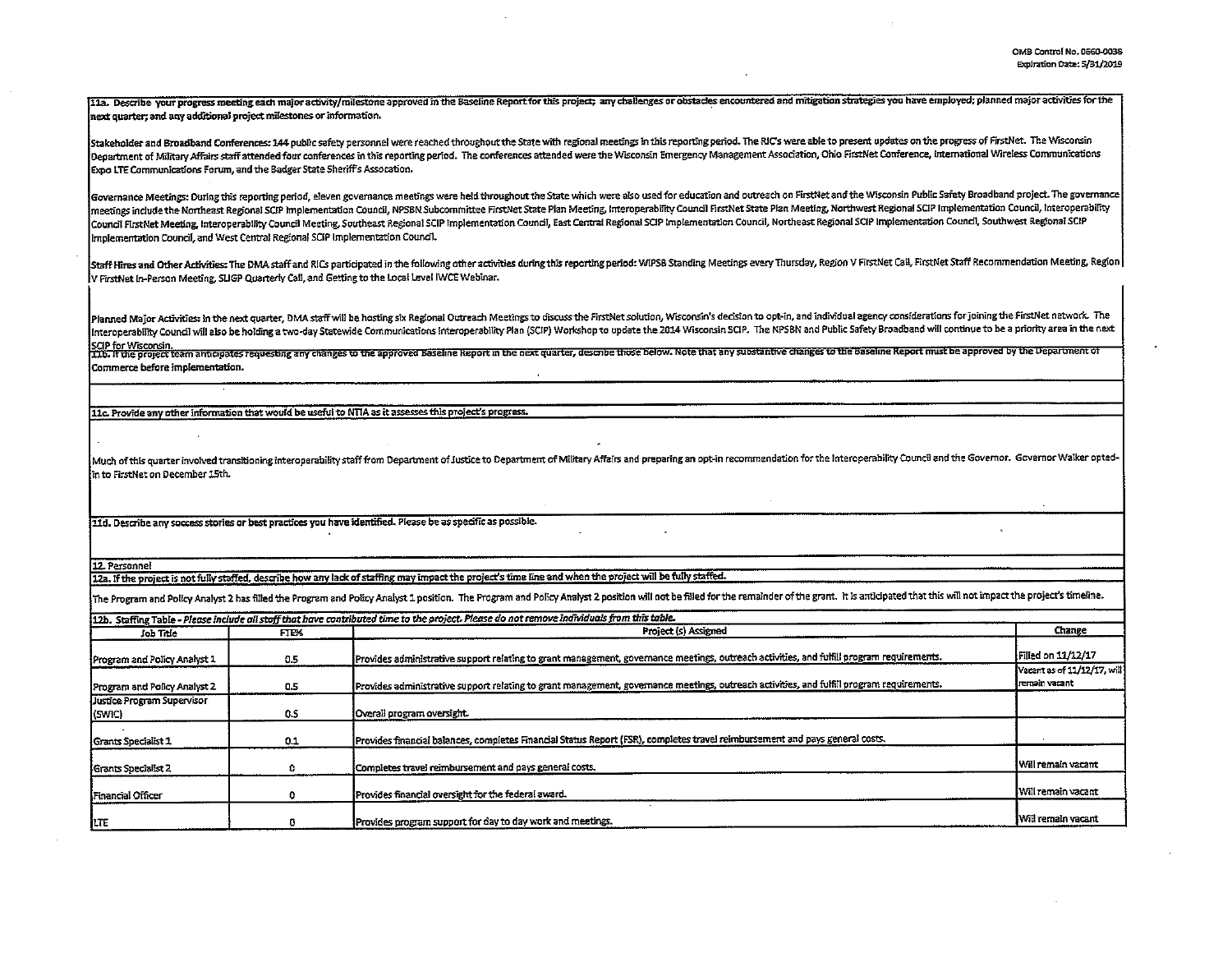11a. Describe your progress meeting each major activity/milestone approved in the Baseline Report for this project; any challenges or obstacles encountered and mitigation strategies you have employed; planned major activities for the next quarter; and any additional project milestones or information.

Stakeholder and Broadband Conferences: 144 public safety personnel were reached throughout the State with regional meetings in this reporting period. The RIC's were able to present updates on the progress of FirstNet. The Wisconsin Department of Military Affairs staff attended four conferences in this reporting period. The conferences attended were the Wisconsin Emergency Management Association, Ohio FirstNet Conference, International Wireless Communications Expo LTE Communications Forum, and the Badger State Sheriff's Assocation.

Governance Meetings: During this reporting period, eleven governance meetings were held throughout the State which were also used for education and outreach on FirstNet and the Wisconsin Public Safety Broadband project. The governance meetings include the Northeast Regional SCIP Implementation Council, NPSBN Subcommittee FirstNet State Plan Meeting, Interoperability Council FirstNet State Plan Meeting, Northwest Regional SCIP Implementation Council, Interoperability Council FirstNet Meeting, Interoperability Council Meeting, Southeast Regional SCIP Implementation Council, East Central Regional SCIP Implementation Council, Northeast Regional SCIP Implementation Council, Southwest Regional SCIP Implementation Council, and West Central Regional SCIP Implementation Council.

Staff Hires and Other Activities: The DMA staff and RICs participated in the following other activities during this reporting period: WIPSB Standing Meetings every Thursday, Region V FirstNet Call, FirstNet Staff Recommendation Meeting, Region V FirstNet In-Person Meeting, SLIGP Quarterly Call, and Getting to the Local Level IWCE Webinar.

Planned Major Activities: In the next quarter, DMA staff will be hosting six Regional Outreach Meetings to discuss the FirstNet solution, Wisconsin's decision to opt-in, and individual agency considerations for joining the FirstNet network. The Interoperability Council will also be holding a two-day Statewide Communications Interoperability Plan (SCIP) Workshop to update the 2014 Wisconsin SCIP. The NPSBN and Public Safety Broadband will continue to be a priority area in the next SCIP for Wisconsin.

11b. If the project team anticipates requesting any changes to the approved Baseline Report in the next quarter, describe those below. Note that any substantive changes to the Baseline Report must be approved by the Department of Commerce before implementation.

11c. Provide any other information that would be useful to NTIA as it assesses this project's progress.

Much of this quarter involved transitioning interoperability staff from Department of Justice to Department of Military Affairs and preparing an opt-in recommendation for the Interoperability Council and the Governor. Governor Walker opted-in to FirstNet on December 15th.

11d. Describe any success stories or best practices you have identified. Please be as specific as possible.

12. Personnel

12a. If the project is not fully staffed, describe how any lack of staffing may impact the project's time line and when the project will be fully staffed.

The Program and Policy Analyst 2 has filled the Program and Policy Analyst 1 position. The Program and Policy Analyst 2 position will not be filled for the remainder of the grant. It is anticipated that this will not impact the project's timeline.

12b. Staffing Table - *Please include all staff that have contributed time to the project. Please do not remove individuals from this table.*

| Job Title | FTE% | Project (s) Assigned | Change |
|---|---|---|---|
| Program and Policy Analyst 1 | 0.5 | Provides administrative support relating to grant management, governance meetings, outreach activities, and fulfill program requirements. | Filled on 11/12/17 |
| Program and Policy Analyst 2 | 0.5 | Provides administrative support relating to grant management, governance meetings, outreach activities, and fulfill program requirements. | Vacant as of 11/12/17, will remain vacant |
| Justice Program Supervisor (SWIC) | 0.5 | Overall program oversight. | |
| Grants Specialist 1 | 0.1 | Provides financial balances, completes Financial Status Report (FSR), completes travel reimbursement and pays general costs. | |
| Grants Specialist 2 | 0 | Completes travel reimbursement and pays general costs. | Will remain vacant |
| Financial Officer | 0 | Provides financial oversight for the federal award. | Will remain vacant |
| LTE | 0 | Provides program support for day to day work and meetings. | Will remain vacant |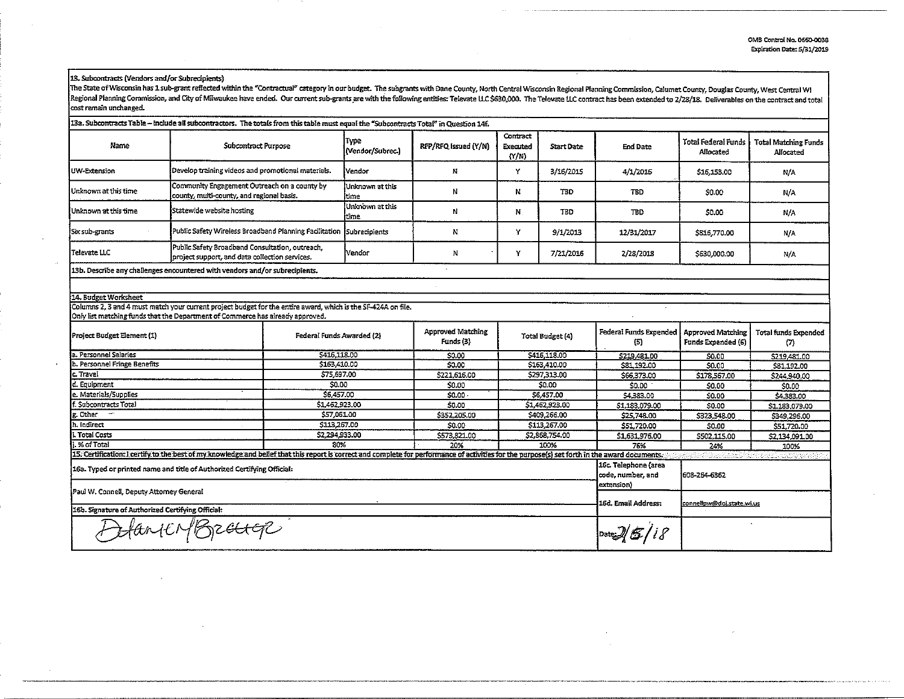OMB Control No. 0660-0038
Expiration Date: 5/31/2019

13. Subcontracts (Vendors and/or Subrecipients)

The State of Wisconsin has 1 sub-grant reflected within the "Contractual" category in our budget. The subgrants with Dane County, North Central Wisconsin Regional Planning Commission, Calumet County, Douglas County, West Central WI Regional Planning Commission, and City of Milwaukee have ended. Our current sub-grants are with the following entities: Televate LLC $630,000. The Televate LLC contract has been extended to 2/28/18. Deliverables on the contract and total cost remain unchanged.

13a. Subcontracts Table – Include all subcontractors. The totals from this table must equal the "Subcontracts Total" in Question 14f.

| Name | Subcontract Purpose | Type (Vendor/Subrec.) | RFP/RFQ Issued (Y/N) | Contract Executed (Y/N) | Start Date | End Date | Total Federal Funds Allocated | Total Matching Funds Allocated |
|---|---|---|---|---|---|---|---|---|
| UW-Extension | Develop training videos and promotional materials. | Vendor | N | Y | 3/16/2015 | 4/1/2016 | $16,153.00 | N/A |
| Unknown at this time | Community Engagement Outreach on a county by county, multi-county, and regional basis. | Unknown at this time | N | N | TBD | TBD | $0.00 | N/A |
| Unknown at this time | Statewide website hosting | Unknown at this time | N | N | TBD | TBD | $0.00 | N/A |
| Six sub-grants | Public Safety Wireless Broadband Planning Facilitation | Subrecipients | N | Y | 9/1/2013 | 12/31/2017 | $816,770.00 | N/A |
| Televate LLC | Public Safety Broadband Consultation, outreach, project support, and data collection services. | Vendor | N | Y | 7/21/2016 | 2/28/2018 | $630,000.00 | N/A |

13b. Describe any challenges encountered with vendors and/or subrecipients.

14. Budget Worksheet

Columns 2, 3 and 4 must match your current project budget for the entire award, which is the SF-424A on file.
Only list matching funds that the Department of Commerce has already approved.

| Project Budget Element (1) | Federal Funds Awarded (2) | Approved Matching Funds (3) | Total Budget (4) | Federal Funds Expended (5) | Approved Matching Funds Expended (6) | Total funds Expended (7) |
|---|---|---|---|---|---|---|
| a. Personnel Salaries | $416,118.00 | $0.00 | $416,118.00 | $219,481.00 | $0.00 | $219,481.00 |
| b. Personnel Fringe Benefits | $163,410.00 | $0.00 | $163,410.00 | $81,192.00 | $0.00 | $81,192.00 |
| c. Travel | $75,697.00 | $221,616.00 | $297,313.00 | $66,373.00 | $178,567.00 | $244,940.00 |
| d. Equipment | $0.00 | $0.00 | $0.00 | $0.00 | $0.00 | $0.00 |
| e. Materials/Supplies | $6,457.00 | $0.00 | $6,457.00 | $4,383.00 | $0.00 | $4,383.00 |
| f. Subcontracts Total | $1,462,923.00 | $0.00 | $1,462,923.00 | $1,183,079.00 | $0.00 | $1,183,079.00 |
| g. Other | $57,061.00 | $352,205.00 | $409,266.00 | $25,748.00 | $323,548.00 | $349,296.00 |
| h. Indirect | $113,267.00 | $0.00 | $113,267.00 | $51,720.00 | $0.00 | $51,720.00 |
| i. Total Costs | $2,294,933.00 | $573,821.00 | $2,868,754.00 | $1,631,976.00 | $502,115.00 | $2,134,091.00 |
| j. % of Total | 80% | 20% | 100% | 76% | 24% | 100% |

15. Certification: I certify to the best of my knowledge and belief that this report is correct and complete for performance of activities for the purpose(s) set forth in the award documents.

| | | |
|---|---|---|
| 16a. Typed or printed name and title of Authorized Certifying Official: Paul W. Connell, Deputy Attorney General | 16c. Telephone (area code, number, and extension) | 608-264-6362 |
| 16b. Signature of Authorized Certifying Official: | 16d. Email Address: | connellpw@doj.state.wi.us |
| Delanie M Breuer | Date: 2/5/18 | |